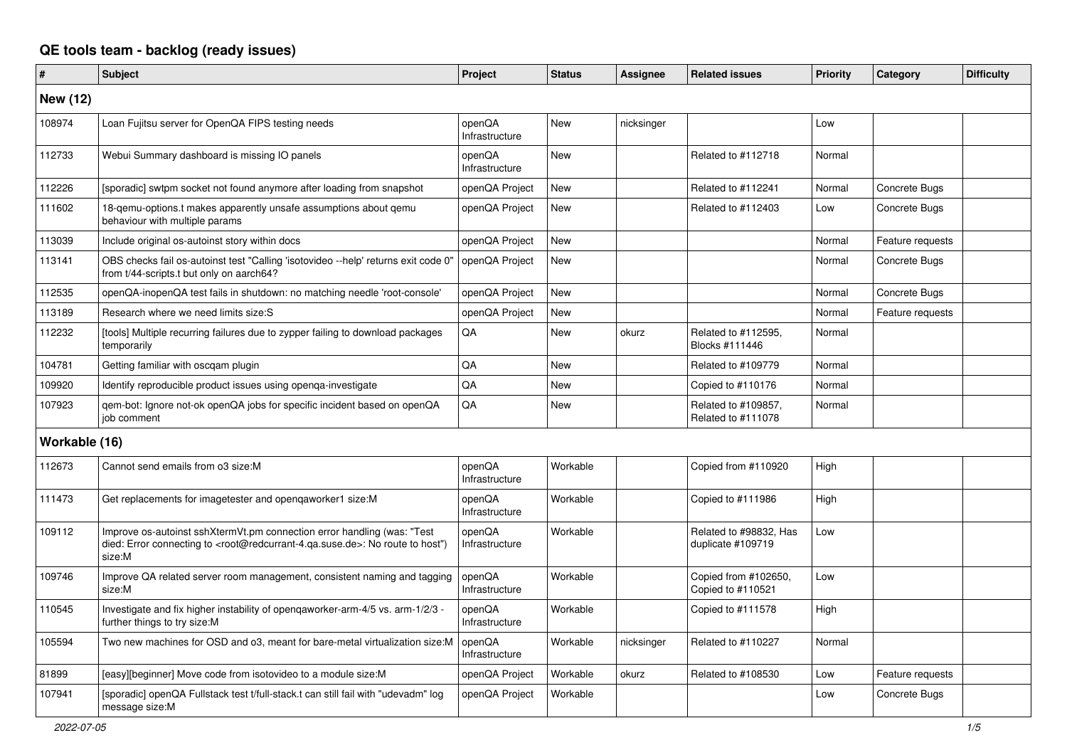# QE tools team - backlog (ready issues)

| # | Subject | Project | Status | Assignee | Related issues | Priority | Category | Difficulty |
|---|---|---|---|---|---|---|---|---|
| **New (12)** | | | | | | | | |
| 108974 | Loan Fujitsu server for OpenQA FIPS testing needs | openQA Infrastructure | New | nicksinger | | Low | | |
| 112733 | Webui Summary dashboard is missing IO panels | openQA Infrastructure | New | | Related to #112718 | Normal | | |
| 112226 | [sporadic] swtpm socket not found anymore after loading from snapshot | openQA Project | New | | Related to #112241 | Normal | Concrete Bugs | |
| 111602 | 18-qemu-options.t makes apparently unsafe assumptions about qemu behaviour with multiple params | openQA Project | New | | Related to #112403 | Low | Concrete Bugs | |
| 113039 | Include original os-autoinst story within docs | openQA Project | New | | | Normal | Feature requests | |
| 113141 | OBS checks fail os-autoinst test "Calling 'isotovideo --help' returns exit code 0" from t/44-scripts.t but only on aarch64? | openQA Project | New | | | Normal | Concrete Bugs | |
| 112535 | openQA-inopenQA test fails in shutdown: no matching needle 'root-console' | openQA Project | New | | | Normal | Concrete Bugs | |
| 113189 | Research where we need limits size:S | openQA Project | New | | | Normal | Feature requests | |
| 112232 | [tools] Multiple recurring failures due to zypper failing to download packages temporarily | QA | New | okurz | Related to #112595, Blocks #111446 | Normal | | |
| 104781 | Getting familiar with oscqam plugin | QA | New | | Related to #109779 | Normal | | |
| 109920 | Identify reproducible product issues using openqa-investigate | QA | New | | Copied to #110176 | Normal | | |
| 107923 | qem-bot: Ignore not-ok openQA jobs for specific incident based on openQA job comment | QA | New | | Related to #109857, Related to #111078 | Normal | | |
| **Workable (16)** | | | | | | | | |
| 112673 | Cannot send emails from o3 size:M | openQA Infrastructure | Workable | | Copied from #110920 | High | | |
| 111473 | Get replacements for imagetester and openqaworker1 size:M | openQA Infrastructure | Workable | | Copied to #111986 | High | | |
| 109112 | Improve os-autoinst sshXtermVt.pm connection error handling (was: "Test died: Error connecting to <root@redcurrant-4.qa.suse.de>: No route to host") size:M | openQA Infrastructure | Workable | | Related to #98832, Has duplicate #109719 | Low | | |
| 109746 | Improve QA related server room management, consistent naming and tagging size:M | openQA Infrastructure | Workable | | Copied from #102650, Copied to #110521 | Low | | |
| 110545 | Investigate and fix higher instability of openqaworker-arm-4/5 vs. arm-1/2/3 - further things to try size:M | openQA Infrastructure | Workable | | Copied to #111578 | High | | |
| 105594 | Two new machines for OSD and o3, meant for bare-metal virtualization size:M | openQA Infrastructure | Workable | nicksinger | Related to #110227 | Normal | | |
| 81899 | [easy][beginner] Move code from isotovideo to a module size:M | openQA Project | Workable | okurz | Related to #108530 | Low | Feature requests | |
| 107941 | [sporadic] openQA Fullstack test t/full-stack.t can still fail with "udevadm" log message size:M | openQA Project | Workable | | | Low | Concrete Bugs | |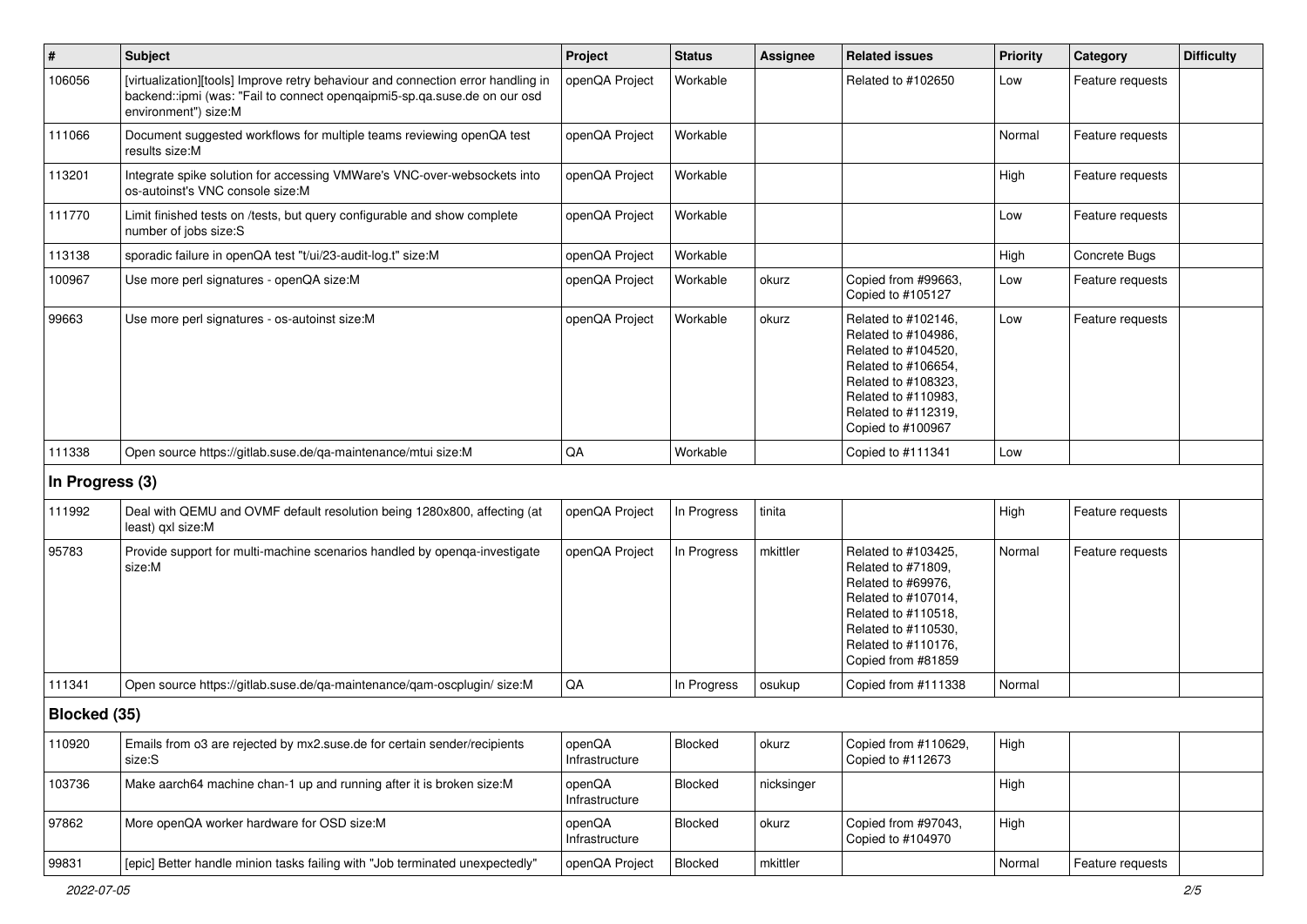| # | Subject | Project | Status | Assignee | Related issues | Priority | Category | Difficulty |
|---|---|---|---|---|---|---|---|---|
| 106056 | [virtualization][tools] Improve retry behaviour and connection error handling in backend::ipmi (was: "Fail to connect openqaipmi5-sp.qa.suse.de on our osd environment") size:M | openQA Project | Workable | | Related to #102650 | Low | Feature requests | |
| 111066 | Document suggested workflows for multiple teams reviewing openQA test results size:M | openQA Project | Workable | | | Normal | Feature requests | |
| 113201 | Integrate spike solution for accessing VMWare's VNC-over-websockets into os-autoinst's VNC console size:M | openQA Project | Workable | | | High | Feature requests | |
| 111770 | Limit finished tests on /tests, but query configurable and show complete number of jobs size:S | openQA Project | Workable | | | Low | Feature requests | |
| 113138 | sporadic failure in openQA test "t/ui/23-audit-log.t" size:M | openQA Project | Workable | | | High | Concrete Bugs | |
| 100967 | Use more perl signatures - openQA size:M | openQA Project | Workable | okurz | Copied from #99663, Copied to #105127 | Low | Feature requests | |
| 99663 | Use more perl signatures - os-autoinst size:M | openQA Project | Workable | okurz | Related to #102146, Related to #104986, Related to #104520, Related to #106654, Related to #108323, Related to #110983, Related to #112319, Copied to #100967 | Low | Feature requests | |
| 111338 | Open source https://gitlab.suse.de/qa-maintenance/mtui size:M | QA | Workable | | Copied to #111341 | Low | | |
| **In Progress (3)** | | | | | | | | |
| 111992 | Deal with QEMU and OVMF default resolution being 1280x800, affecting (at least) qxl size:M | openQA Project | In Progress | tinita | | High | Feature requests | |
| 95783 | Provide support for multi-machine scenarios handled by openqa-investigate size:M | openQA Project | In Progress | mkittler | Related to #103425, Related to #71809, Related to #69976, Related to #107014, Related to #110518, Related to #110530, Related to #110176, Copied from #81859 | Normal | Feature requests | |
| 111341 | Open source https://gitlab.suse.de/qa-maintenance/qam-oscplugin/ size:M | QA | In Progress | osukup | Copied from #111338 | Normal | | |
| **Blocked (35)** | | | | | | | | |
| 110920 | Emails from o3 are rejected by mx2.suse.de for certain sender/recipients size:S | openQA Infrastructure | Blocked | okurz | Copied from #110629, Copied to #112673 | High | | |
| 103736 | Make aarch64 machine chan-1 up and running after it is broken size:M | openQA Infrastructure | Blocked | nicksinger | | High | | |
| 97862 | More openQA worker hardware for OSD size:M | openQA Infrastructure | Blocked | okurz | Copied from #97043, Copied to #104970 | High | | |
| 99831 | [epic] Better handle minion tasks failing with "Job terminated unexpectedly" | openQA Project | Blocked | mkittler | | Normal | Feature requests | |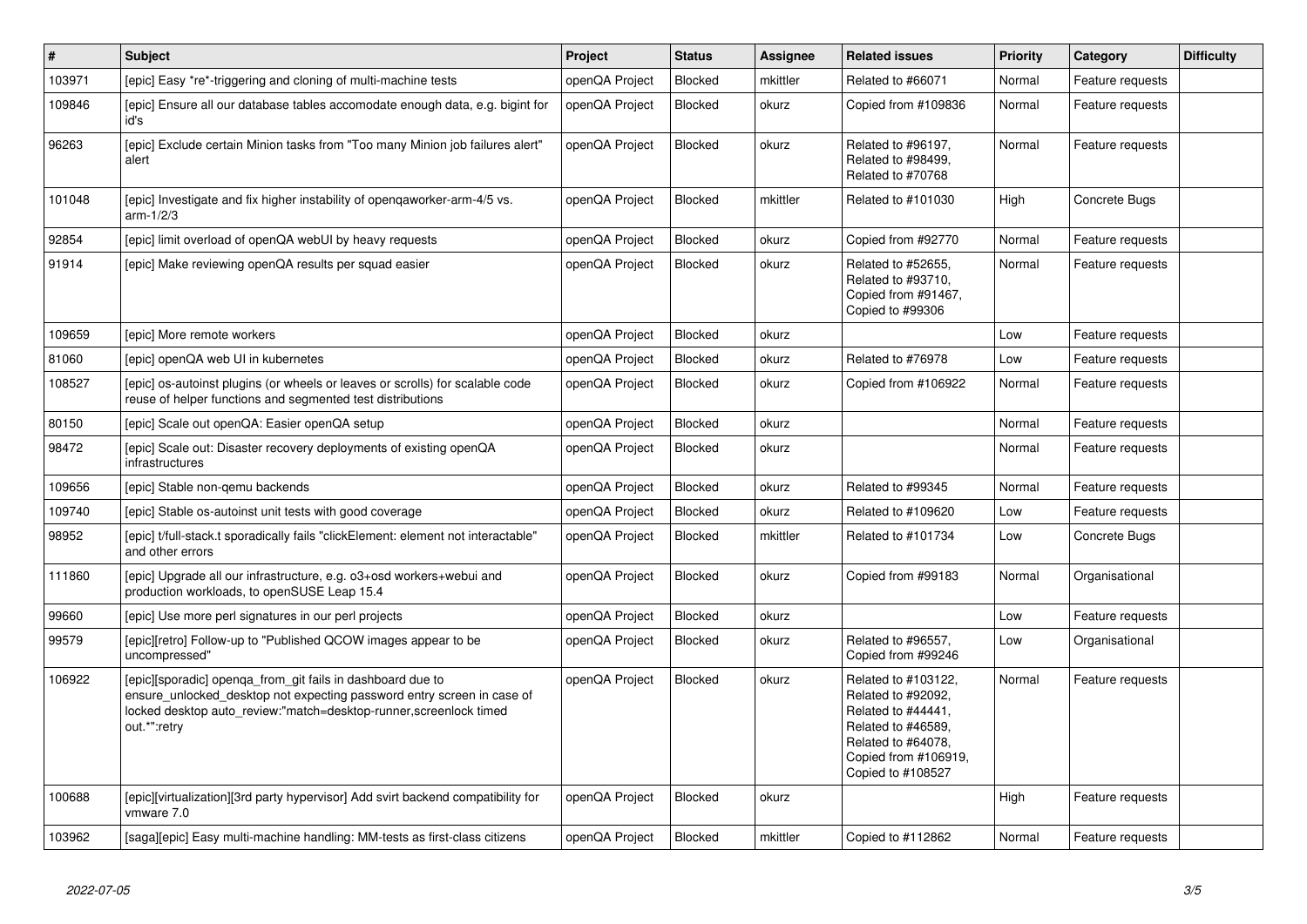| # | Subject | Project | Status | Assignee | Related issues | Priority | Category | Difficulty |
|---|---|---|---|---|---|---|---|---|
| 103971 | [epic] Easy *re*-triggering and cloning of multi-machine tests | openQA Project | Blocked | mkittler | Related to #66071 | Normal | Feature requests | |
| 109846 | [epic] Ensure all our database tables accomodate enough data, e.g. bigint for id's | openQA Project | Blocked | okurz | Copied from #109836 | Normal | Feature requests | |
| 96263 | [epic] Exclude certain Minion tasks from "Too many Minion job failures alert" alert | openQA Project | Blocked | okurz | Related to #96197, Related to #98499, Related to #70768 | Normal | Feature requests | |
| 101048 | [epic] Investigate and fix higher instability of openqaworker-arm-4/5 vs. arm-1/2/3 | openQA Project | Blocked | mkittler | Related to #101030 | High | Concrete Bugs | |
| 92854 | [epic] limit overload of openQA webUI by heavy requests | openQA Project | Blocked | okurz | Copied from #92770 | Normal | Feature requests | |
| 91914 | [epic] Make reviewing openQA results per squad easier | openQA Project | Blocked | okurz | Related to #52655, Related to #93710, Copied from #91467, Copied to #99306 | Normal | Feature requests | |
| 109659 | [epic] More remote workers | openQA Project | Blocked | okurz | | Low | Feature requests | |
| 81060 | [epic] openQA web UI in kubernetes | openQA Project | Blocked | okurz | Related to #76978 | Low | Feature requests | |
| 108527 | [epic] os-autoinst plugins (or wheels or leaves or scrolls) for scalable code reuse of helper functions and segmented test distributions | openQA Project | Blocked | okurz | Copied from #106922 | Normal | Feature requests | |
| 80150 | [epic] Scale out openQA: Easier openQA setup | openQA Project | Blocked | okurz | | Normal | Feature requests | |
| 98472 | [epic] Scale out: Disaster recovery deployments of existing openQA infrastructures | openQA Project | Blocked | okurz | | Normal | Feature requests | |
| 109656 | [epic] Stable non-qemu backends | openQA Project | Blocked | okurz | Related to #99345 | Normal | Feature requests | |
| 109740 | [epic] Stable os-autoinst unit tests with good coverage | openQA Project | Blocked | okurz | Related to #109620 | Low | Feature requests | |
| 98952 | [epic] t/full-stack.t sporadically fails "clickElement: element not interactable" and other errors | openQA Project | Blocked | mkittler | Related to #101734 | Low | Concrete Bugs | |
| 111860 | [epic] Upgrade all our infrastructure, e.g. o3+osd workers+webui and production workloads, to openSUSE Leap 15.4 | openQA Project | Blocked | okurz | Copied from #99183 | Normal | Organisational | |
| 99660 | [epic] Use more perl signatures in our perl projects | openQA Project | Blocked | okurz | | Low | Feature requests | |
| 99579 | [epic][retro] Follow-up to "Published QCOW images appear to be uncompressed" | openQA Project | Blocked | okurz | Related to #96557, Copied from #99246 | Low | Organisational | |
| 106922 | [epic][sporadic] openqa_from_git fails in dashboard due to ensure_unlocked_desktop not expecting password entry screen in case of locked desktop auto_review:"match=desktop-runner,screenlock timed out.*":retry | openQA Project | Blocked | okurz | Related to #103122, Related to #92092, Related to #44441, Related to #46589, Related to #64078, Copied from #106919, Copied to #108527 | Normal | Feature requests | |
| 100688 | [epic][virtualization][3rd party hypervisor] Add svirt backend compatibility for vmware 7.0 | openQA Project | Blocked | okurz | | High | Feature requests | |
| 103962 | [saga][epic] Easy multi-machine handling: MM-tests as first-class citizens | openQA Project | Blocked | mkittler | Copied to #112862 | Normal | Feature requests | |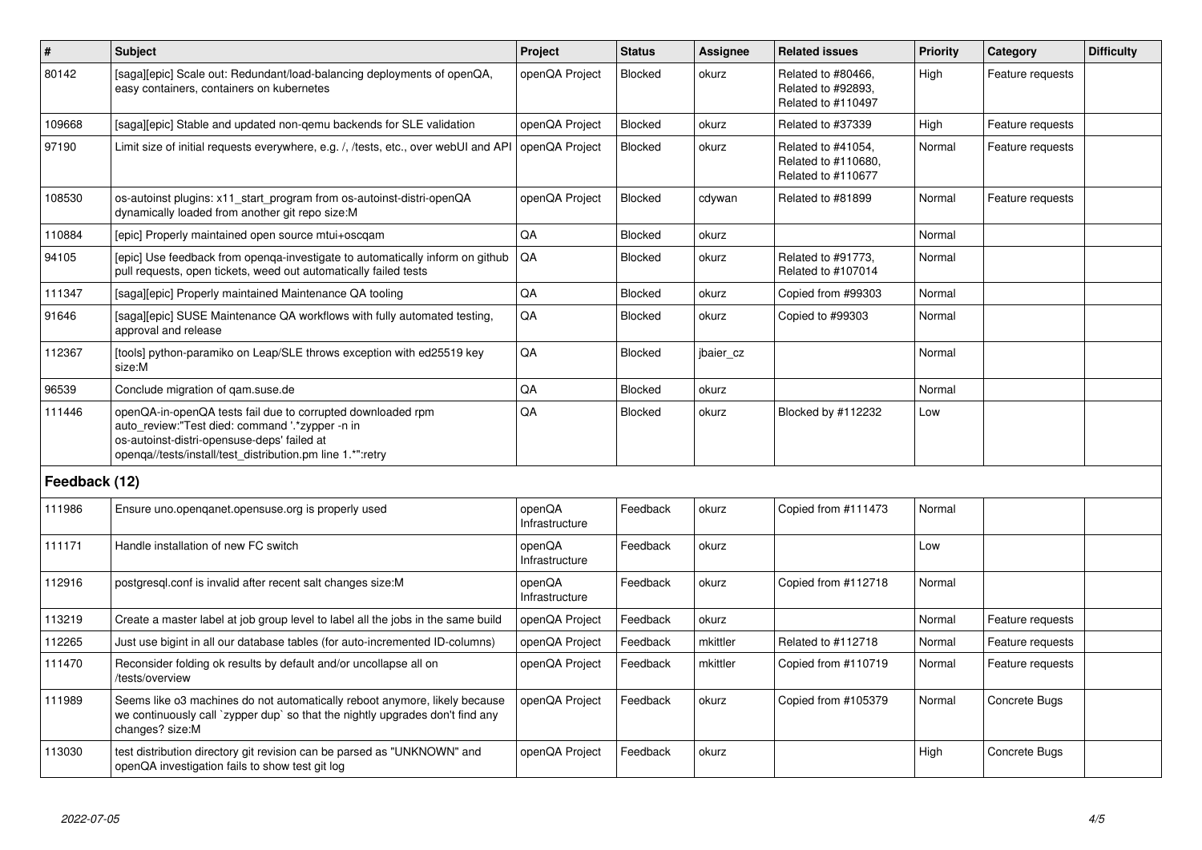| # | Subject | Project | Status | Assignee | Related issues | Priority | Category | Difficulty |
|---|---|---|---|---|---|---|---|---|
| 80142 | [saga][epic] Scale out: Redundant/load-balancing deployments of openQA, easy containers, containers on kubernetes | openQA Project | Blocked | okurz | Related to #80466, Related to #92893, Related to #110497 | High | Feature requests | |
| 109668 | [saga][epic] Stable and updated non-qemu backends for SLE validation | openQA Project | Blocked | okurz | Related to #37339 | High | Feature requests | |
| 97190 | Limit size of initial requests everywhere, e.g. /, /tests, etc., over webUI and API | openQA Project | Blocked | okurz | Related to #41054, Related to #110680, Related to #110677 | Normal | Feature requests | |
| 108530 | os-autoinst plugins: x11_start_program from os-autoinst-distri-openQA dynamically loaded from another git repo size:M | openQA Project | Blocked | cdywan | Related to #81899 | Normal | Feature requests | |
| 110884 | [epic] Properly maintained open source mtui+oscqam | QA | Blocked | okurz | | Normal | | |
| 94105 | [epic] Use feedback from openqa-investigate to automatically inform on github pull requests, open tickets, weed out automatically failed tests | QA | Blocked | okurz | Related to #91773, Related to #107014 | Normal | | |
| 111347 | [saga][epic] Properly maintained Maintenance QA tooling | QA | Blocked | okurz | Copied from #99303 | Normal | | |
| 91646 | [saga][epic] SUSE Maintenance QA workflows with fully automated testing, approval and release | QA | Blocked | okurz | Copied to #99303 | Normal | | |
| 112367 | [tools] python-paramiko on Leap/SLE throws exception with ed25519 key size:M | QA | Blocked | jbaier_cz | | Normal | | |
| 96539 | Conclude migration of qam.suse.de | QA | Blocked | okurz | | Normal | | |
| 111446 | openQA-in-openQA tests fail due to corrupted downloaded rpm auto_review:"Test died: command '.*zypper -n in os-autoinst-distri-opensuse-deps' failed at openqa//tests/install/test_distribution.pm line 1.*":retry | QA | Blocked | okurz | Blocked by #112232 | Low | | |
| **Feedback (12)** | | | | | | | | |
| 111986 | Ensure uno.openqanet.opensuse.org is properly used | openQA Infrastructure | Feedback | okurz | Copied from #111473 | Normal | | |
| 111171 | Handle installation of new FC switch | openQA Infrastructure | Feedback | okurz | | Low | | |
| 112916 | postgresql.conf is invalid after recent salt changes size:M | openQA Infrastructure | Feedback | okurz | Copied from #112718 | Normal | | |
| 113219 | Create a master label at job group level to label all the jobs in the same build | openQA Project | Feedback | okurz | | Normal | Feature requests | |
| 112265 | Just use bigint in all our database tables (for auto-incremented ID-columns) | openQA Project | Feedback | mkittler | Related to #112718 | Normal | Feature requests | |
| 111470 | Reconsider folding ok results by default and/or uncollapse all on /tests/overview | openQA Project | Feedback | mkittler | Copied from #110719 | Normal | Feature requests | |
| 111989 | Seems like o3 machines do not automatically reboot anymore, likely because we continuously call `zypper dup` so that the nightly upgrades don't find any changes? size:M | openQA Project | Feedback | okurz | Copied from #105379 | Normal | Concrete Bugs | |
| 113030 | test distribution directory git revision can be parsed as "UNKNOWN" and openQA investigation fails to show test git log | openQA Project | Feedback | okurz | | High | Concrete Bugs | |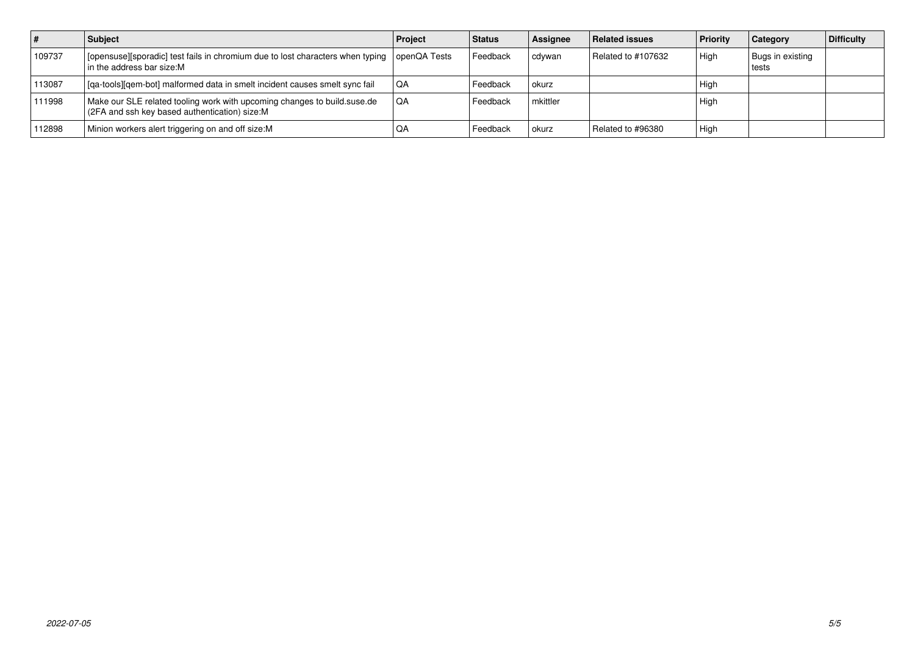| # | Subject | Project | Status | Assignee | Related issues | Priority | Category | Difficulty |
|---|---|---|---|---|---|---|---|---|
| 109737 | [opensuse][sporadic] test fails in chromium due to lost characters when typing in the address bar size:M | openQA Tests | Feedback | cdywan | Related to #107632 | High | Bugs in existing tests | |
| 113087 | [qa-tools][qem-bot] malformed data in smelt incident causes smelt sync fail | QA | Feedback | okurz | | High | | |
| 111998 | Make our SLE related tooling work with upcoming changes to build.suse.de (2FA and ssh key based authentication) size:M | QA | Feedback | mkittler | | High | | |
| 112898 | Minion workers alert triggering on and off size:M | QA | Feedback | okurz | Related to #96380 | High | | |